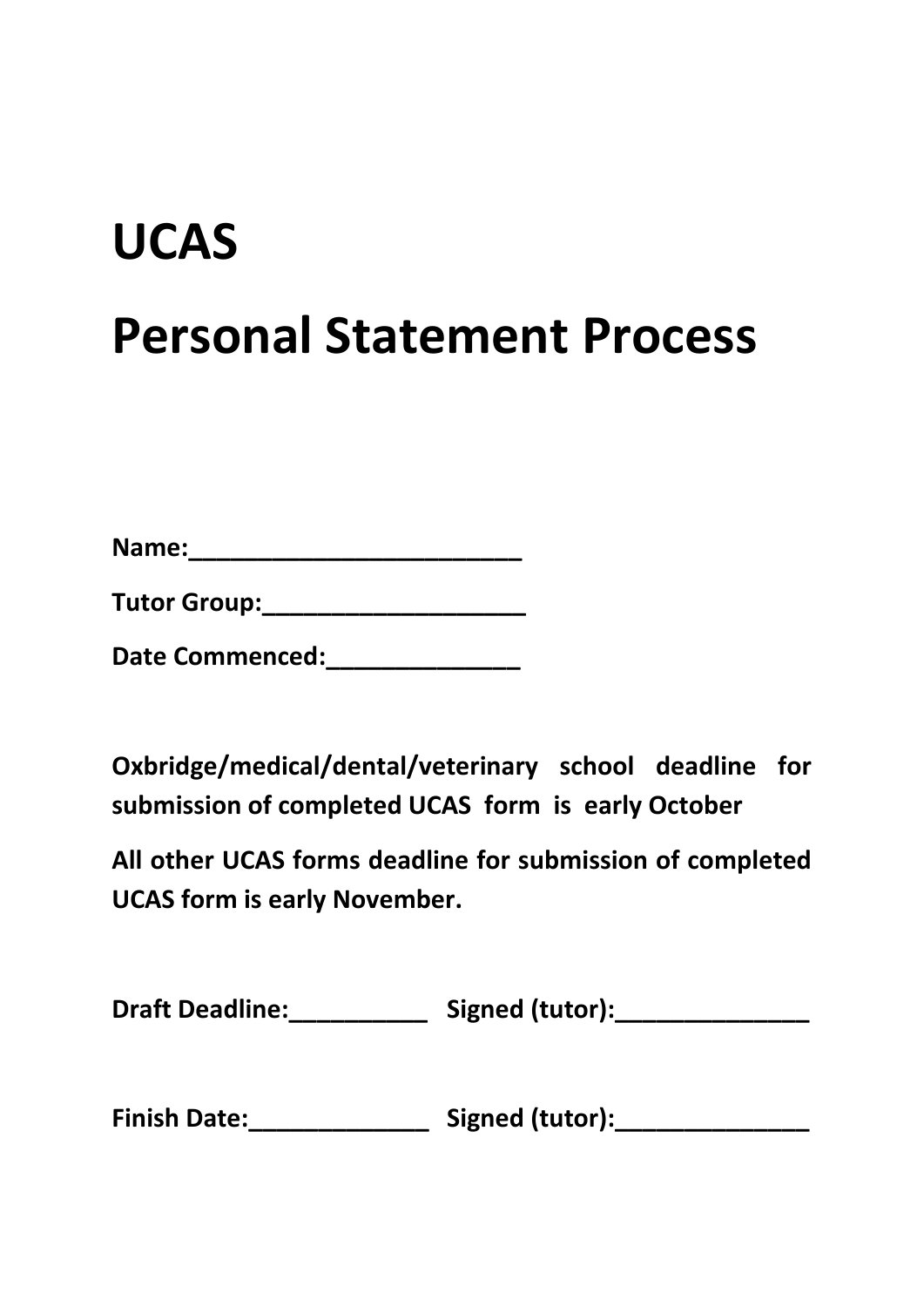# UCAS

# Personal Statement Process

**Name:________________________**

**Tutor Group:___________________**

**Date Commenced:______________**

**Oxbridge/medical/dental/veterinary school deadline for submission of completed UCAS form is early October**

**All other UCAS forms deadline for submission of completed UCAS form is early November.**

**Draft Deadline:__________ Signed (tutor):______________**

**Finish Date:_____________ Signed (tutor):______________**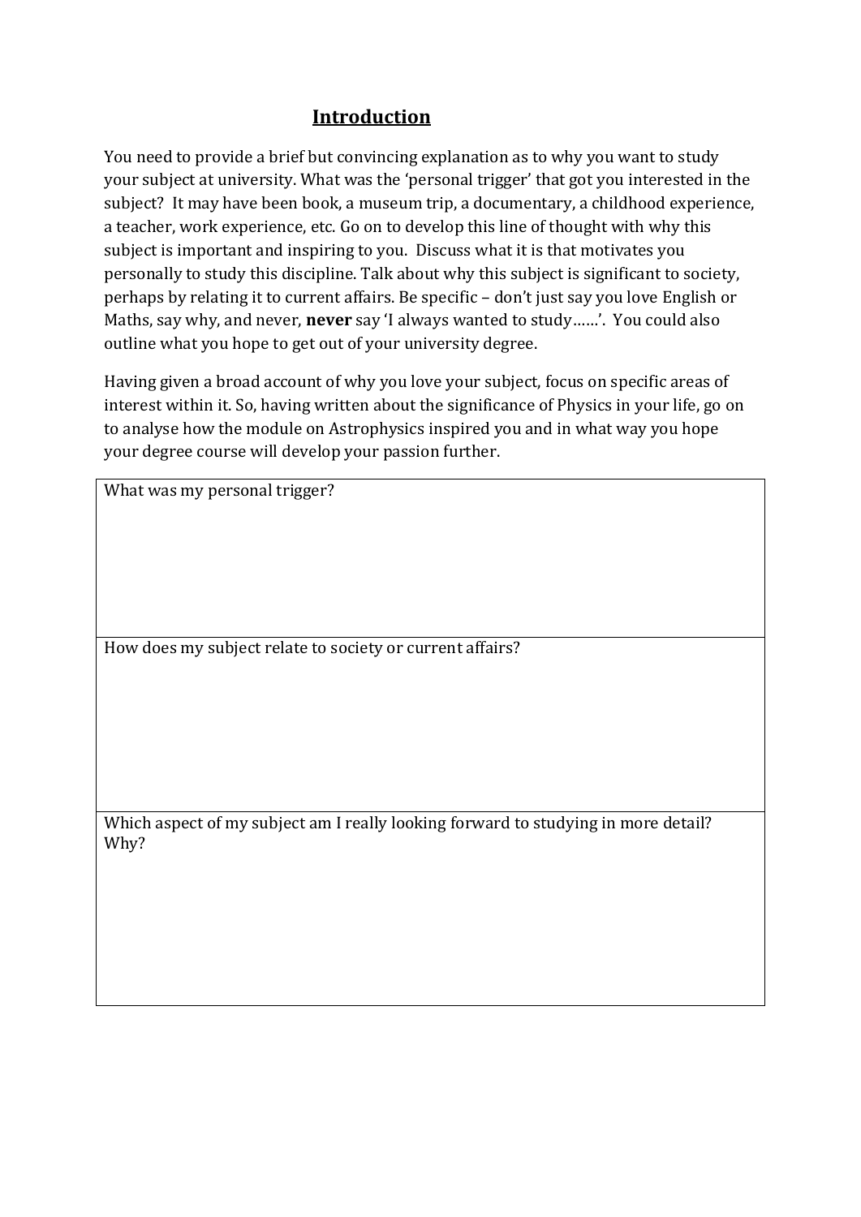## Introduction

You need to provide a brief but convincing explanation as to why you want to study your subject at university. What was the 'personal trigger' that got you interested in the subject? It may have been book, a museum trip, a documentary, a childhood experience, a teacher, work experience, etc. Go on to develop this line of thought with why this subject is important and inspiring to you. Discuss what it is that motivates you personally to study this discipline. Talk about why this subject is significant to society, perhaps by relating it to current affairs. Be specific – don't just say you love English or Maths, say why, and never, **never** say 'I always wanted to study……'. You could also outline what you hope to get out of your university degree.

Having given a broad account of why you love your subject, focus on specific areas of interest within it. So, having written about the significance of Physics in your life, go on to analyse how the module on Astrophysics inspired you and in what way you hope your degree course will develop your passion further.

| What was my personal trigger? |
|---|
| How does my subject relate to society or current affairs? |
| Which aspect of my subject am I really looking forward to studying in more detail? Why? |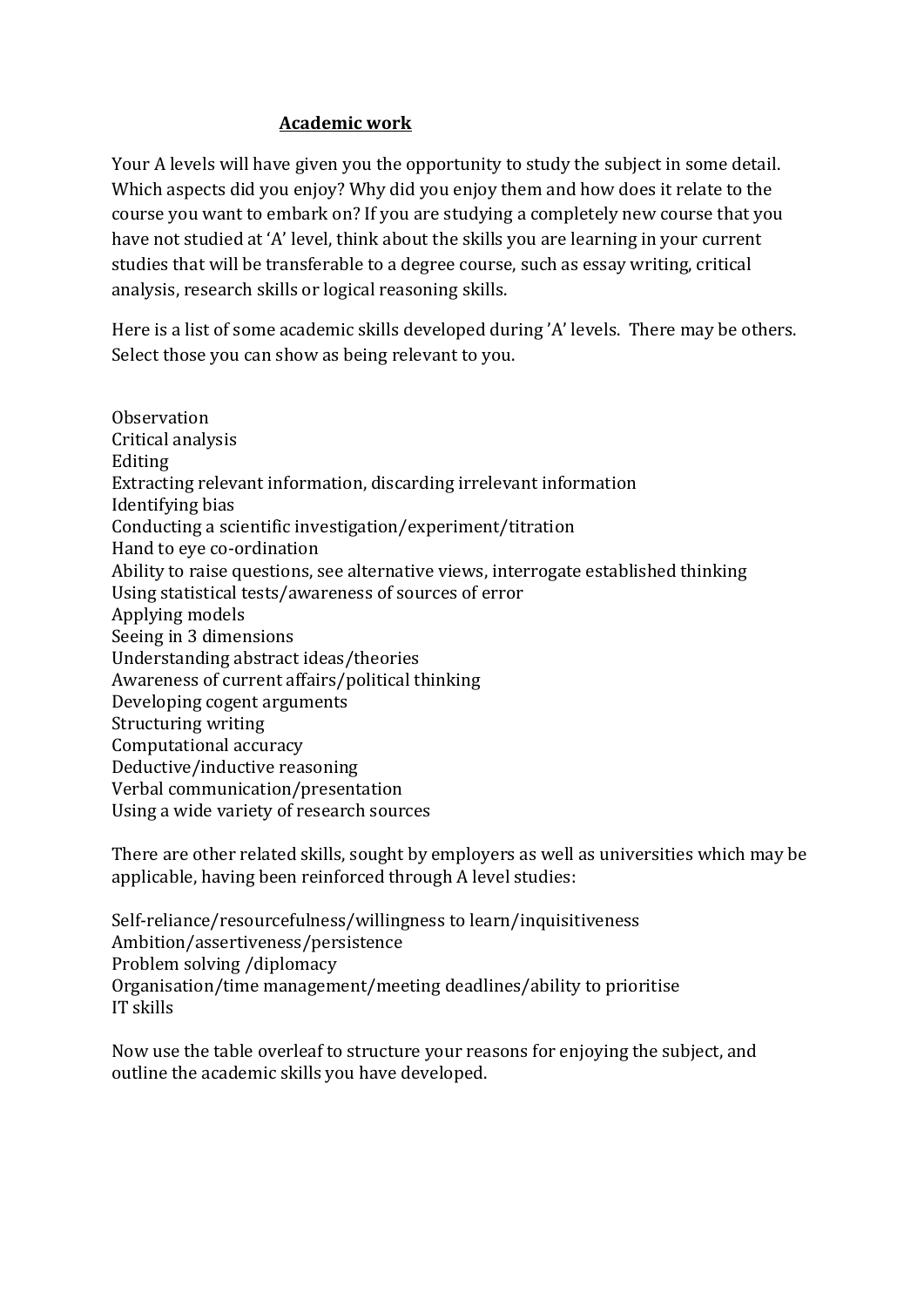## Academic work

Your A levels will have given you the opportunity to study the subject in some detail. Which aspects did you enjoy? Why did you enjoy them and how does it relate to the course you want to embark on? If you are studying a completely new course that you have not studied at 'A' level, think about the skills you are learning in your current studies that will be transferable to a degree course, such as essay writing, critical analysis, research skills or logical reasoning skills.

Here is a list of some academic skills developed during 'A' levels. There may be others. Select those you can show as being relevant to you.

Observation
Critical analysis
Editing
Extracting relevant information, discarding irrelevant information
Identifying bias
Conducting a scientific investigation/experiment/titration
Hand to eye co-ordination
Ability to raise questions, see alternative views, interrogate established thinking
Using statistical tests/awareness of sources of error
Applying models
Seeing in 3 dimensions
Understanding abstract ideas/theories
Awareness of current affairs/political thinking
Developing cogent arguments
Structuring writing
Computational accuracy
Deductive/inductive reasoning
Verbal communication/presentation
Using a wide variety of research sources

There are other related skills, sought by employers as well as universities which may be applicable, having been reinforced through A level studies:

Self-reliance/resourcefulness/willingness to learn/inquisitiveness
Ambition/assertiveness/persistence
Problem solving /diplomacy
Organisation/time management/meeting deadlines/ability to prioritise
IT skills

Now use the table overleaf to structure your reasons for enjoying the subject, and outline the academic skills you have developed.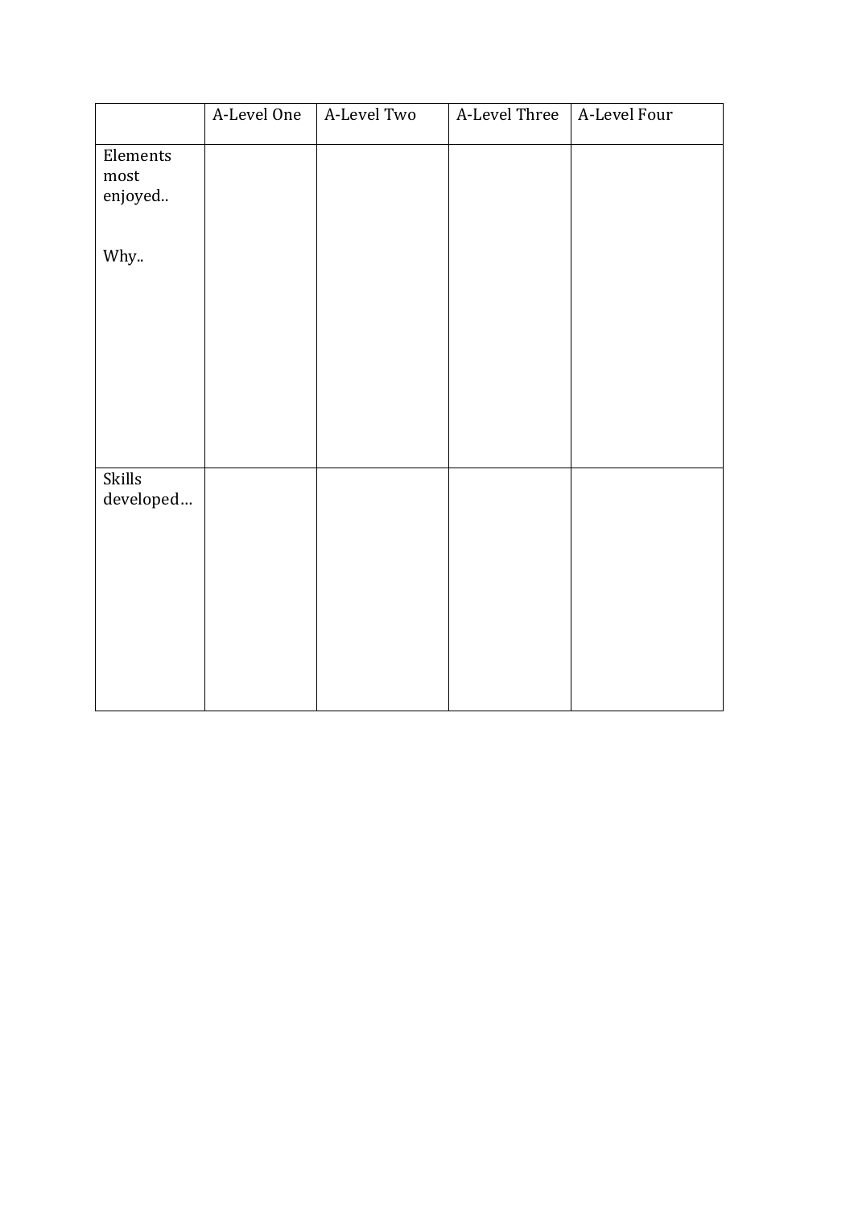| | A-Level One | A-Level Two | A-Level Three | A-Level Four |
|---|---|---|---|---|
| Elements most enjoyed..<br><br>Why.. | | | | |
| Skills developed… | | | | |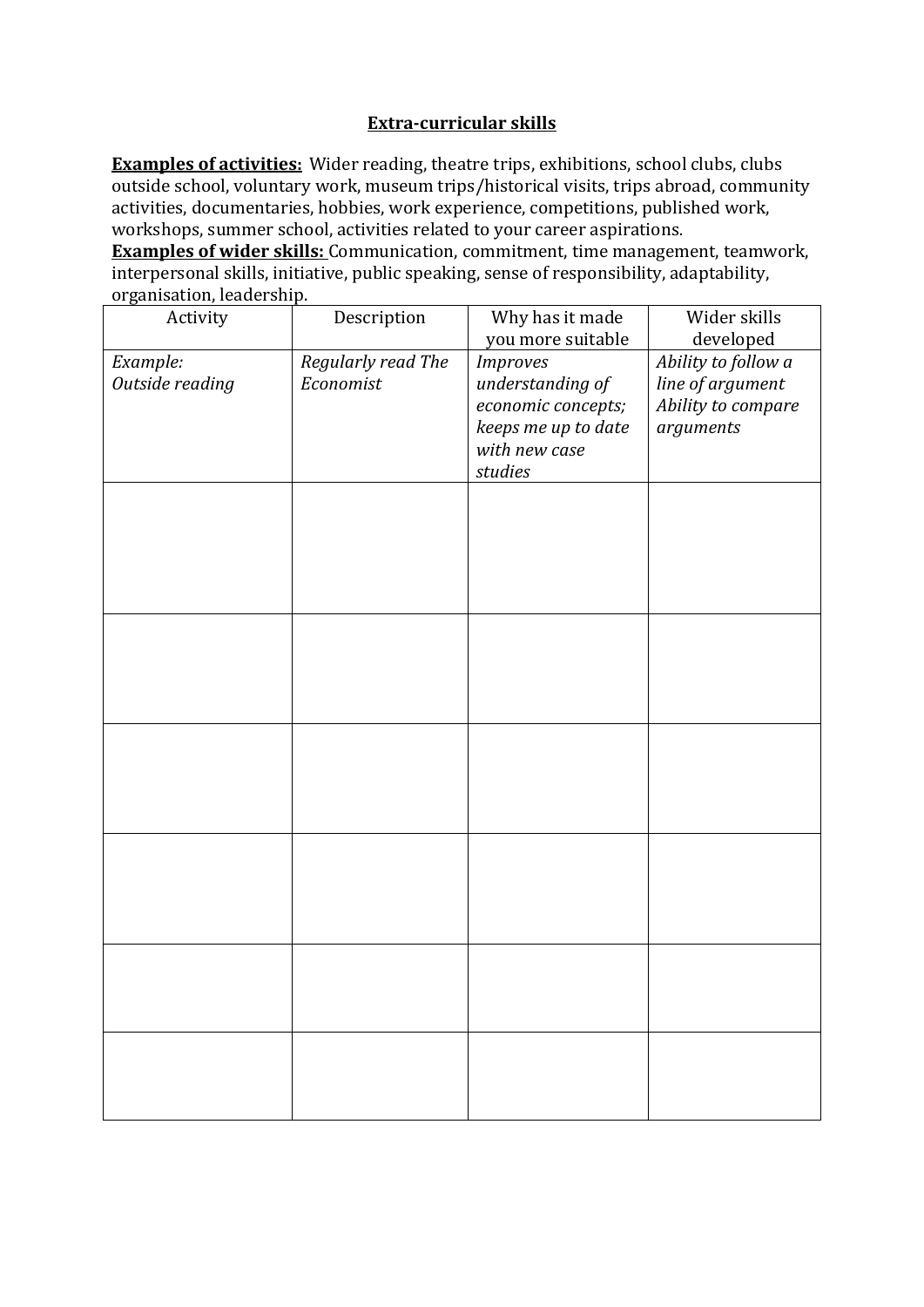## Extra-curricular skills

**Examples of activities:** Wider reading, theatre trips, exhibitions, school clubs, clubs outside school, voluntary work, museum trips/historical visits, trips abroad, community activities, documentaries, hobbies, work experience, competitions, published work, workshops, summer school, activities related to your career aspirations.

**Examples of wider skills:** Communication, commitment, time management, teamwork, interpersonal skills, initiative, public speaking, sense of responsibility, adaptability, organisation, leadership.

| Activity | Description | Why has it made you more suitable | Wider skills developed |
|---|---|---|---|
| *Example:* *Outside reading* | *Regularly read The Economist* | *Improves understanding of economic concepts; keeps me up to date with new case studies* | *Ability to follow a line of argument* *Ability to compare arguments* |
| | | | |
| | | | |
| | | | |
| | | | |
| | | | |
| | | | |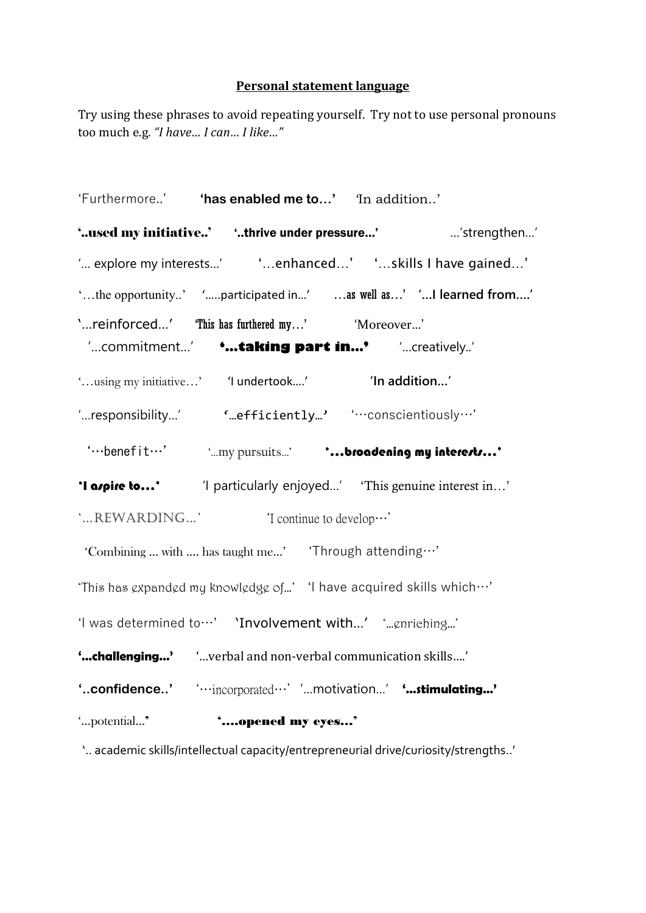**Personal statement language**

Try using these phrases to avoid repeating yourself. Try not to use personal pronouns too much e.g. *"I have… I can… I like…"*

'Furthermore..' **'has enabled me to…'** 'In addition..'

**'..used my initiative..'** **'..thrive under pressure…'** …'strengthen…'

'… explore my interests…' '…enhanced…' '…skills I have gained…'

'…the opportunity..' '…..participated in…' **…as well as…'** **'…I learned from….'**

'…reinforced…' **'This has furthered my…'** 'Moreover…'

'…commitment…' **'…taking part in…'** '…creatively..'

'…using my initiative…' 'I undertook….' **'In addition…'**

'…responsibility…' **'…efficiently…'** '…conscientiously…'

'…benefit…' '…my pursuits…' ***'…broadening my interests…'***

***'I aspire to…'*** 'I particularly enjoyed…' 'This genuine interest in…'

'…REWARDING…' 'I continue to develop…'

'Combining … with …. has taught me…' 'Through attending…'

'This has expanded my knowledge of…' 'I have acquired skills which…'

'I was determined to…' 'Involvement with…' '…enriching…'

**'…challenging…'** '…verbal and non-verbal communication skills….'

**'..confidence..'** '…incorporated…' '…motivation…' ***'…stimulating…'***

'…potential…' **'….opened my eyes…'**

'.. academic skills/intellectual capacity/entrepreneurial drive/curiosity/strengths..'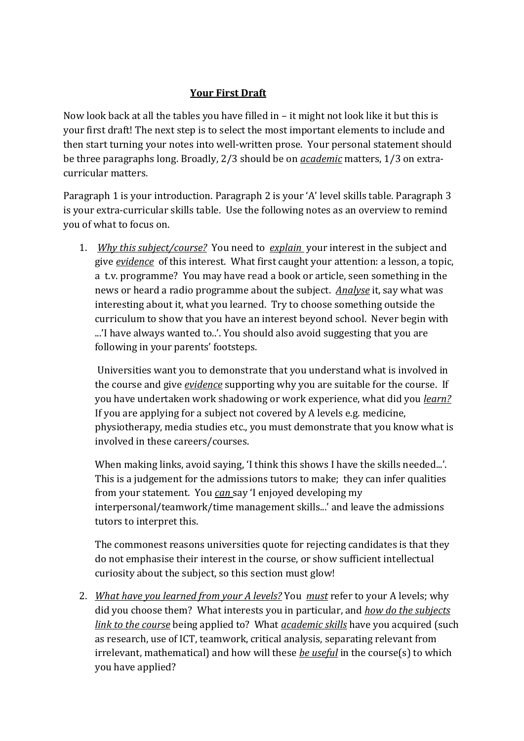## Your First Draft

Now look back at all the tables you have filled in – it might not look like it but this is your first draft! The next step is to select the most important elements to include and then start turning your notes into well-written prose. Your personal statement should be three paragraphs long. Broadly, 2/3 should be on *academic* matters, 1/3 on extra-curricular matters.

Paragraph 1 is your introduction. Paragraph 2 is your 'A' level skills table. Paragraph 3 is your extra-curricular skills table. Use the following notes as an overview to remind you of what to focus on.

1. *Why this subject/course?* You need to *explain* your interest in the subject and give *evidence* of this interest. What first caught your attention: a lesson, a topic, a t.v. programme? You may have read a book or article, seen something in the news or heard a radio programme about the subject. *Analyse* it, say what was interesting about it, what you learned. Try to choose something outside the curriculum to show that you have an interest beyond school. Never begin with ...'I have always wanted to..'. You should also avoid suggesting that you are following in your parents' footsteps.

   Universities want you to demonstrate that you understand what is involved in the course and give *evidence* supporting why you are suitable for the course. If you have undertaken work shadowing or work experience, what did you *learn?* If you are applying for a subject not covered by A levels e.g. medicine, physiotherapy, media studies etc., you must demonstrate that you know what is involved in these careers/courses.

   When making links, avoid saying, 'I think this shows I have the skills needed...'. This is a judgement for the admissions tutors to make; they can infer qualities from your statement. You *can* say 'I enjoyed developing my interpersonal/teamwork/time management skills...' and leave the admissions tutors to interpret this.

   The commonest reasons universities quote for rejecting candidates is that they do not emphasise their interest in the course, or show sufficient intellectual curiosity about the subject, so this section must glow!

2. *What have you learned from your A levels?* You *must* refer to your A levels; why did you choose them? What interests you in particular, and *how do the subjects link to the course* being applied to? What *academic skills* have you acquired (such as research, use of ICT, teamwork, critical analysis, separating relevant from irrelevant, mathematical) and how will these *be useful* in the course(s) to which you have applied?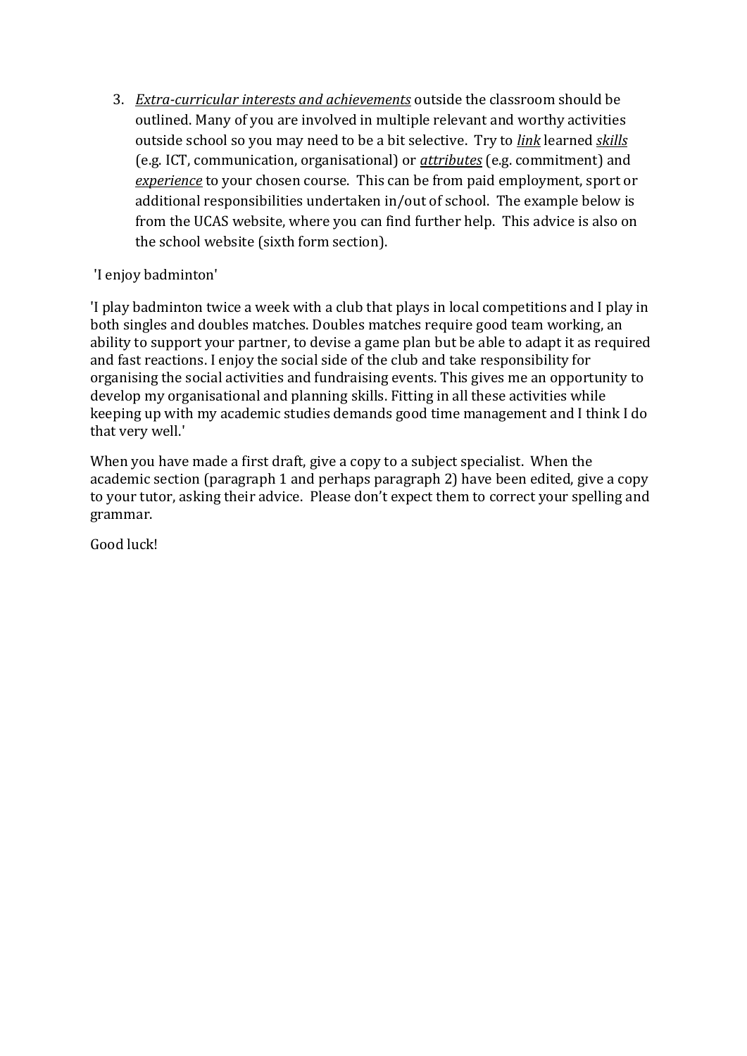3. *Extra-curricular interests and achievements* outside the classroom should be outlined. Many of you are involved in multiple relevant and worthy activities outside school so you may need to be a bit selective. Try to *link* learned *skills* (e.g. ICT, communication, organisational) or *attributes* (e.g. commitment) and *experience* to your chosen course. This can be from paid employment, sport or additional responsibilities undertaken in/out of school. The example below is from the UCAS website, where you can find further help. This advice is also on the school website (sixth form section).

'I enjoy badminton'

'I play badminton twice a week with a club that plays in local competitions and I play in both singles and doubles matches. Doubles matches require good team working, an ability to support your partner, to devise a game plan but be able to adapt it as required and fast reactions. I enjoy the social side of the club and take responsibility for organising the social activities and fundraising events. This gives me an opportunity to develop my organisational and planning skills. Fitting in all these activities while keeping up with my academic studies demands good time management and I think I do that very well.'

When you have made a first draft, give a copy to a subject specialist. When the academic section (paragraph 1 and perhaps paragraph 2) have been edited, give a copy to your tutor, asking their advice. Please don't expect them to correct your spelling and grammar.

Good luck!